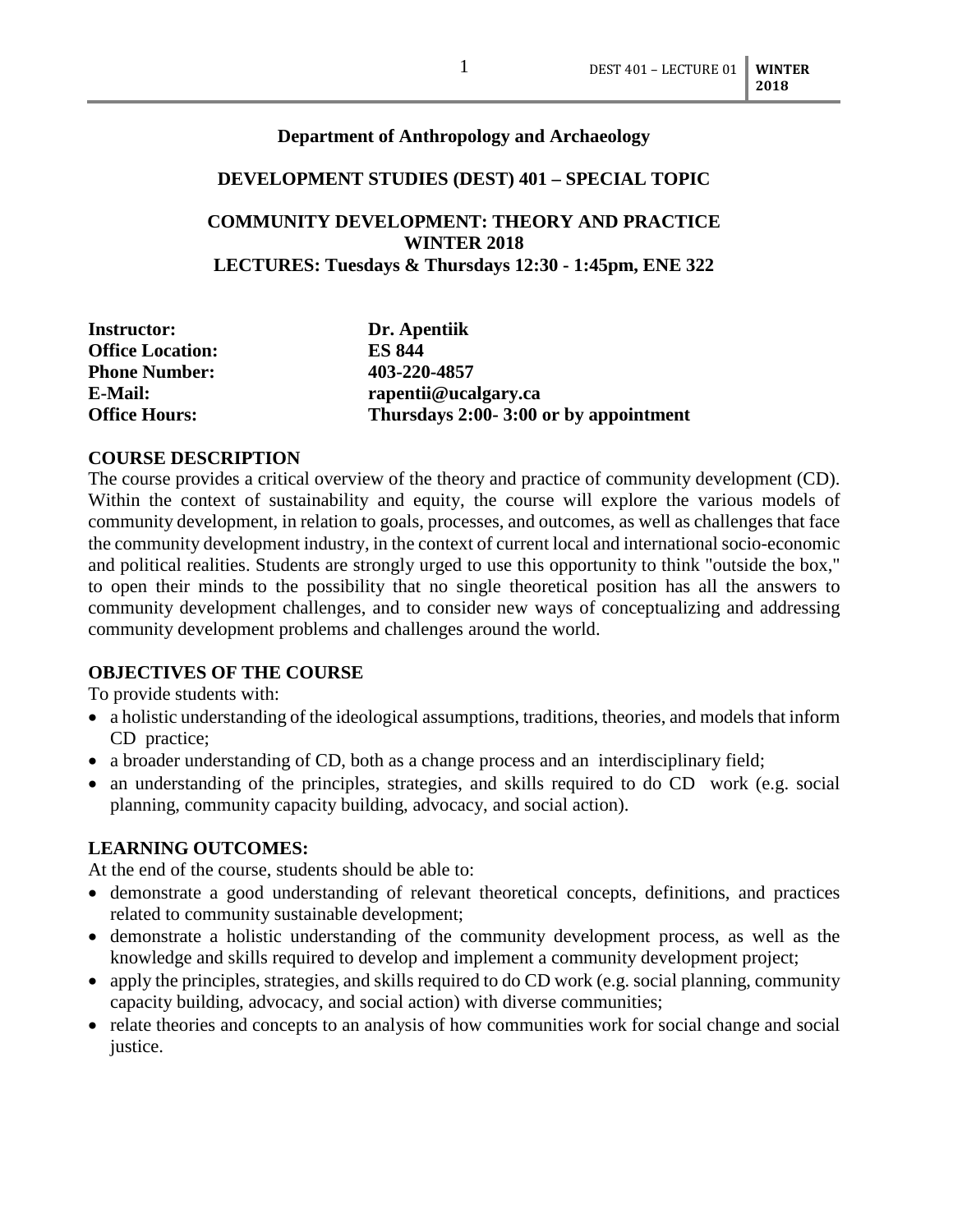**Department of Anthropology and Archaeology**

**DEVELOPMENT STUDIES (DEST) 401 – SPECIAL TOPIC**

**COMMUNITY DEVELOPMENT: THEORY AND PRACTICE**
**WINTER 2018**
**LECTURES: Tuesdays & Thursdays 12:30 - 1:45pm, ENE 322**

| | |
|---|---|
| **Instructor:** | **Dr. Apentiik** |
| **Office Location:** | **ES 844** |
| **Phone Number:** | **403-220-4857** |
| **E-Mail:** | **rapentii@ucalgary.ca** |
| **Office Hours:** | **Thursdays 2:00- 3:00 or by appointment** |

## COURSE DESCRIPTION

The course provides a critical overview of the theory and practice of community development (CD). Within the context of sustainability and equity, the course will explore the various models of community development, in relation to goals, processes, and outcomes, as well as challenges that face the community development industry, in the context of current local and international socio-economic and political realities. Students are strongly urged to use this opportunity to think "outside the box," to open their minds to the possibility that no single theoretical position has all the answers to community development challenges, and to consider new ways of conceptualizing and addressing community development problems and challenges around the world.

## OBJECTIVES OF THE COURSE

To provide students with:

- a holistic understanding of the ideological assumptions, traditions, theories, and models that inform CD practice;
- a broader understanding of CD, both as a change process and an interdisciplinary field;
- an understanding of the principles, strategies, and skills required to do CD work (e.g. social planning, community capacity building, advocacy, and social action).

## LEARNING OUTCOMES:

At the end of the course, students should be able to:

- demonstrate a good understanding of relevant theoretical concepts, definitions, and practices related to community sustainable development;
- demonstrate a holistic understanding of the community development process, as well as the knowledge and skills required to develop and implement a community development project;
- apply the principles, strategies, and skills required to do CD work (e.g. social planning, community capacity building, advocacy, and social action) with diverse communities;
- relate theories and concepts to an analysis of how communities work for social change and social justice.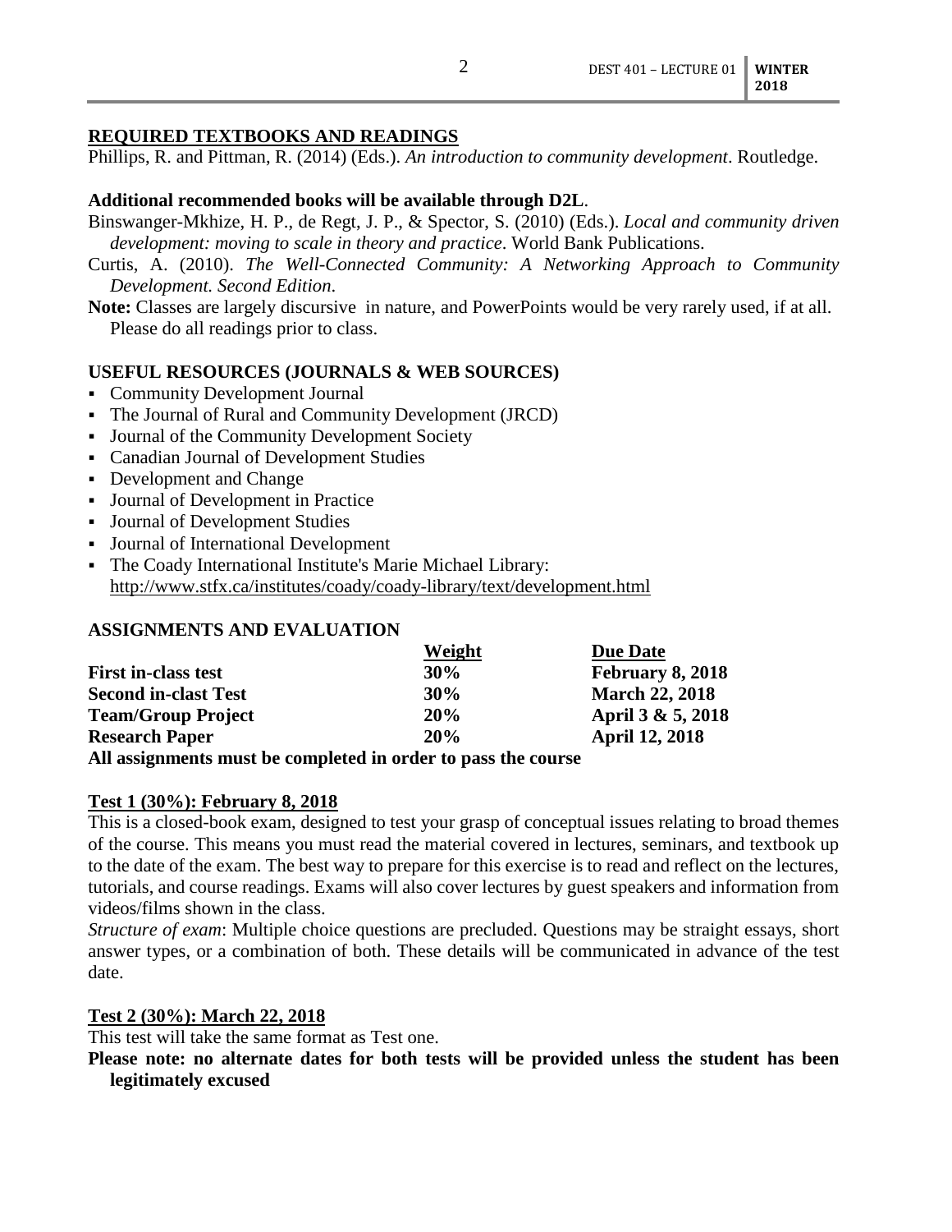## REQUIRED TEXTBOOKS AND READINGS

Phillips, R. and Pittman, R. (2014) (Eds.). *An introduction to community development*. Routledge.

**Additional recommended books will be available through D2L**.

Binswanger-Mkhize, H. P., de Regt, J. P., & Spector, S. (2010) (Eds.). *Local and community driven development: moving to scale in theory and practice*. World Bank Publications.

Curtis, A. (2010). *The Well-Connected Community: A Networking Approach to Community Development. Second Edition*.

**Note:** Classes are largely discursive in nature, and PowerPoints would be very rarely used, if at all. Please do all readings prior to class.

## USEFUL RESOURCES (JOURNALS & WEB SOURCES)

- Community Development Journal
- The Journal of Rural and Community Development (JRCD)
- Journal of the Community Development Society
- Canadian Journal of Development Studies
- Development and Change
- Journal of Development in Practice
- Journal of Development Studies
- Journal of International Development
- The Coady International Institute's Marie Michael Library: http://www.stfx.ca/institutes/coady/coady-library/text/development.html

## ASSIGNMENTS AND EVALUATION

| | Weight | Due Date |
|---|---|---|
| **First in-class test** | **30%** | **February 8, 2018** |
| **Second in-clast Test** | **30%** | **March 22, 2018** |
| **Team/Group Project** | **20%** | **April 3 & 5, 2018** |
| **Research Paper** | **20%** | **April 12, 2018** |

**All assignments must be completed in order to pass the course**

### Test 1 (30%): February 8, 2018

This is a closed-book exam, designed to test your grasp of conceptual issues relating to broad themes of the course. This means you must read the material covered in lectures, seminars, and textbook up to the date of the exam. The best way to prepare for this exercise is to read and reflect on the lectures, tutorials, and course readings. Exams will also cover lectures by guest speakers and information from videos/films shown in the class.

*Structure of exam*: Multiple choice questions are precluded. Questions may be straight essays, short answer types, or a combination of both. These details will be communicated in advance of the test date.

### Test 2 (30%): March 22, 2018

This test will take the same format as Test one.

**Please note: no alternate dates for both tests will be provided unless the student has been legitimately excused**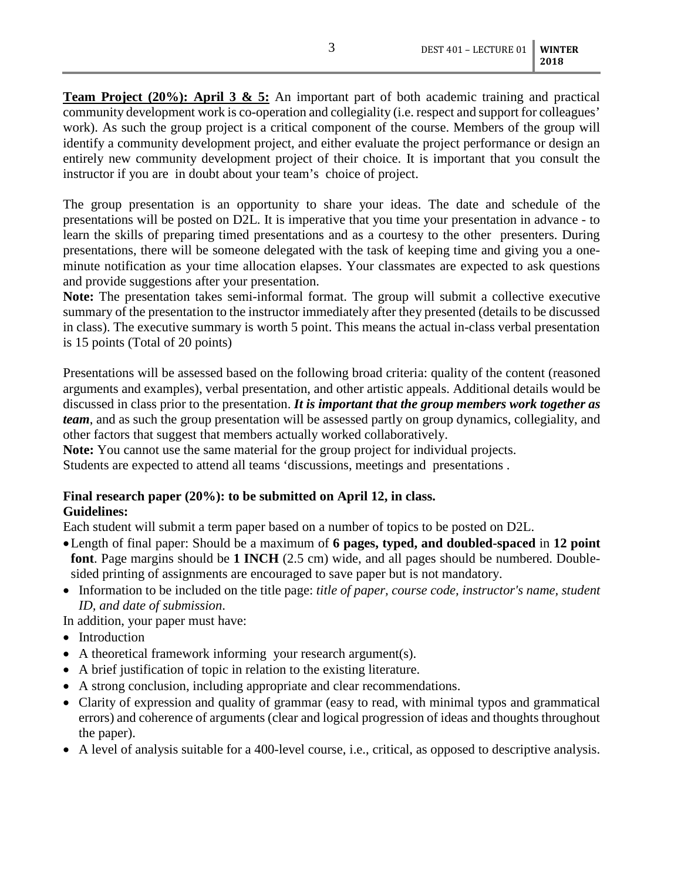**<u>Team Project (20%): April 3 & 5:</u>** An important part of both academic training and practical community development work is co-operation and collegiality (i.e. respect and support for colleagues' work). As such the group project is a critical component of the course. Members of the group will identify a community development project, and either evaluate the project performance or design an entirely new community development project of their choice. It is important that you consult the instructor if you are in doubt about your team's choice of project.

The group presentation is an opportunity to share your ideas. The date and schedule of the presentations will be posted on D2L. It is imperative that you time your presentation in advance - to learn the skills of preparing timed presentations and as a courtesy to the other presenters. During presentations, there will be someone delegated with the task of keeping time and giving you a one-minute notification as your time allocation elapses. Your classmates are expected to ask questions and provide suggestions after your presentation.

**Note:** The presentation takes semi-informal format. The group will submit a collective executive summary of the presentation to the instructor immediately after they presented (details to be discussed in class). The executive summary is worth 5 point. This means the actual in-class verbal presentation is 15 points (Total of 20 points)

Presentations will be assessed based on the following broad criteria: quality of the content (reasoned arguments and examples), verbal presentation, and other artistic appeals. Additional details would be discussed in class prior to the presentation. ***It is important that the group members work together as team***, and as such the group presentation will be assessed partly on group dynamics, collegiality, and other factors that suggest that members actually worked collaboratively.

**Note:** You cannot use the same material for the group project for individual projects.

Students are expected to attend all teams 'discussions, meetings and presentations .

**Final research paper (20%): to be submitted on April 12, in class.**

**Guidelines:**

Each student will submit a term paper based on a number of topics to be posted on D2L.

- Length of final paper: Should be a maximum of **6 pages, typed, and doubled-spaced** in **12 point font**. Page margins should be **1 INCH** (2.5 cm) wide, and all pages should be numbered. Double-sided printing of assignments are encouraged to save paper but is not mandatory.
- Information to be included on the title page: *title of paper, course code, instructor's name, student ID, and date of submission*.

In addition, your paper must have:

- Introduction
- A theoretical framework informing your research argument(s).
- A brief justification of topic in relation to the existing literature.
- A strong conclusion, including appropriate and clear recommendations.
- Clarity of expression and quality of grammar (easy to read, with minimal typos and grammatical errors) and coherence of arguments (clear and logical progression of ideas and thoughts throughout the paper).
- A level of analysis suitable for a 400-level course, i.e., critical, as opposed to descriptive analysis.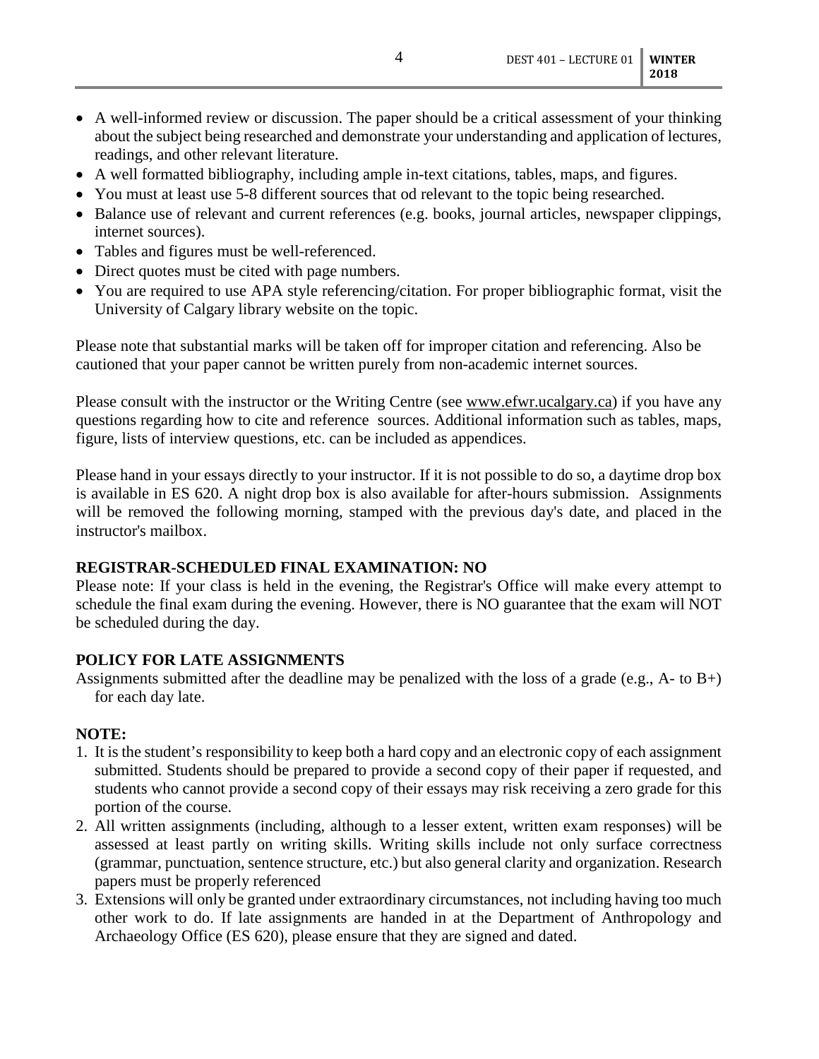- A well-informed review or discussion. The paper should be a critical assessment of your thinking about the subject being researched and demonstrate your understanding and application of lectures, readings, and other relevant literature.
- A well formatted bibliography, including ample in-text citations, tables, maps, and figures.
- You must at least use 5-8 different sources that od relevant to the topic being researched.
- Balance use of relevant and current references (e.g. books, journal articles, newspaper clippings, internet sources).
- Tables and figures must be well-referenced.
- Direct quotes must be cited with page numbers.
- You are required to use APA style referencing/citation. For proper bibliographic format, visit the University of Calgary library website on the topic.

Please note that substantial marks will be taken off for improper citation and referencing. Also be cautioned that your paper cannot be written purely from non-academic internet sources.

Please consult with the instructor or the Writing Centre (see www.efwr.ucalgary.ca) if you have any questions regarding how to cite and reference sources. Additional information such as tables, maps, figure, lists of interview questions, etc. can be included as appendices.

Please hand in your essays directly to your instructor. If it is not possible to do so, a daytime drop box is available in ES 620. A night drop box is also available for after-hours submission. Assignments will be removed the following morning, stamped with the previous day's date, and placed in the instructor's mailbox.

**REGISTRAR-SCHEDULED FINAL EXAMINATION: NO**

Please note: If your class is held in the evening, the Registrar's Office will make every attempt to schedule the final exam during the evening. However, there is NO guarantee that the exam will NOT be scheduled during the day.

**POLICY FOR LATE ASSIGNMENTS**

Assignments submitted after the deadline may be penalized with the loss of a grade (e.g., A- to B+) for each day late.

**NOTE:**

1. It is the student's responsibility to keep both a hard copy and an electronic copy of each assignment submitted. Students should be prepared to provide a second copy of their paper if requested, and students who cannot provide a second copy of their essays may risk receiving a zero grade for this portion of the course.
2. All written assignments (including, although to a lesser extent, written exam responses) will be assessed at least partly on writing skills. Writing skills include not only surface correctness (grammar, punctuation, sentence structure, etc.) but also general clarity and organization. Research papers must be properly referenced
3. Extensions will only be granted under extraordinary circumstances, not including having too much other work to do. If late assignments are handed in at the Department of Anthropology and Archaeology Office (ES 620), please ensure that they are signed and dated.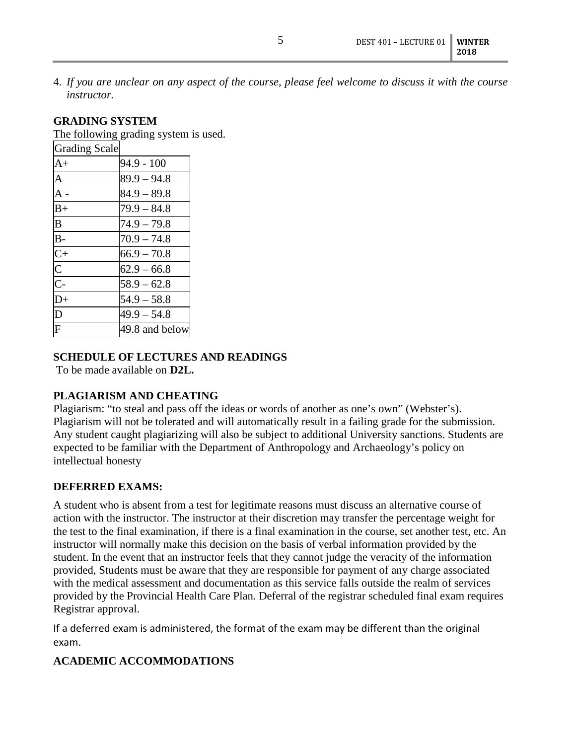4. *If you are unclear on any aspect of the course, please feel welcome to discuss it with the course instructor.*

## GRADING SYSTEM

The following grading system is used.

| Grading Scale | |
|---|---|
| A+ | 94.9 - 100 |
| A | 89.9 – 94.8 |
| A - | 84.9 – 89.8 |
| B+ | 79.9 – 84.8 |
| B | 74.9 – 79.8 |
| B- | 70.9 – 74.8 |
| C+ | 66.9 – 70.8 |
| C | 62.9 – 66.8 |
| C- | 58.9 – 62.8 |
| D+ | 54.9 – 58.8 |
| D | 49.9 – 54.8 |
| F | 49.8 and below |

## SCHEDULE OF LECTURES AND READINGS

To be made available on **D2L.**

## PLAGIARISM AND CHEATING

Plagiarism: "to steal and pass off the ideas or words of another as one's own" (Webster's). Plagiarism will not be tolerated and will automatically result in a failing grade for the submission. Any student caught plagiarizing will also be subject to additional University sanctions. Students are expected to be familiar with the Department of Anthropology and Archaeology's policy on intellectual honesty

## DEFERRED EXAMS:

A student who is absent from a test for legitimate reasons must discuss an alternative course of action with the instructor. The instructor at their discretion may transfer the percentage weight for the test to the final examination, if there is a final examination in the course, set another test, etc. An instructor will normally make this decision on the basis of verbal information provided by the student. In the event that an instructor feels that they cannot judge the veracity of the information provided, Students must be aware that they are responsible for payment of any charge associated with the medical assessment and documentation as this service falls outside the realm of services provided by the Provincial Health Care Plan. Deferral of the registrar scheduled final exam requires Registrar approval.

If a deferred exam is administered, the format of the exam may be different than the original exam.

## ACADEMIC ACCOMMODATIONS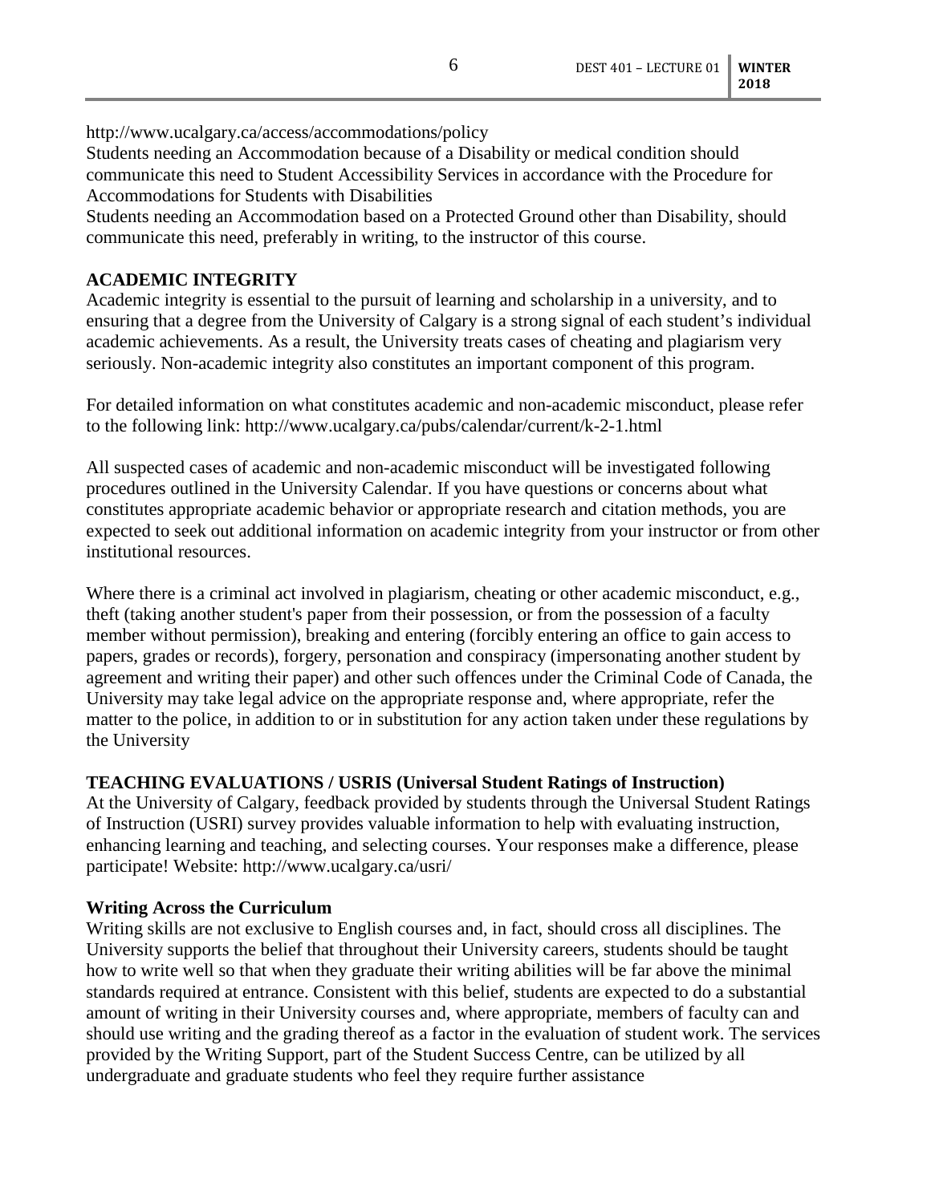http://www.ucalgary.ca/access/accommodations/policy

Students needing an Accommodation because of a Disability or medical condition should communicate this need to Student Accessibility Services in accordance with the Procedure for Accommodations for Students with Disabilities

Students needing an Accommodation based on a Protected Ground other than Disability, should communicate this need, preferably in writing, to the instructor of this course.

## ACADEMIC INTEGRITY

Academic integrity is essential to the pursuit of learning and scholarship in a university, and to ensuring that a degree from the University of Calgary is a strong signal of each student's individual academic achievements. As a result, the University treats cases of cheating and plagiarism very seriously. Non-academic integrity also constitutes an important component of this program.

For detailed information on what constitutes academic and non-academic misconduct, please refer to the following link: http://www.ucalgary.ca/pubs/calendar/current/k-2-1.html

All suspected cases of academic and non-academic misconduct will be investigated following procedures outlined in the University Calendar. If you have questions or concerns about what constitutes appropriate academic behavior or appropriate research and citation methods, you are expected to seek out additional information on academic integrity from your instructor or from other institutional resources.

Where there is a criminal act involved in plagiarism, cheating or other academic misconduct, e.g., theft (taking another student's paper from their possession, or from the possession of a faculty member without permission), breaking and entering (forcibly entering an office to gain access to papers, grades or records), forgery, personation and conspiracy (impersonating another student by agreement and writing their paper) and other such offences under the Criminal Code of Canada, the University may take legal advice on the appropriate response and, where appropriate, refer the matter to the police, in addition to or in substitution for any action taken under these regulations by the University

## TEACHING EVALUATIONS / USRIS (Universal Student Ratings of Instruction)

At the University of Calgary, feedback provided by students through the Universal Student Ratings of Instruction (USRI) survey provides valuable information to help with evaluating instruction, enhancing learning and teaching, and selecting courses. Your responses make a difference, please participate! Website: http://www.ucalgary.ca/usri/

## Writing Across the Curriculum

Writing skills are not exclusive to English courses and, in fact, should cross all disciplines. The University supports the belief that throughout their University careers, students should be taught how to write well so that when they graduate their writing abilities will be far above the minimal standards required at entrance. Consistent with this belief, students are expected to do a substantial amount of writing in their University courses and, where appropriate, members of faculty can and should use writing and the grading thereof as a factor in the evaluation of student work. The services provided by the Writing Support, part of the Student Success Centre, can be utilized by all undergraduate and graduate students who feel they require further assistance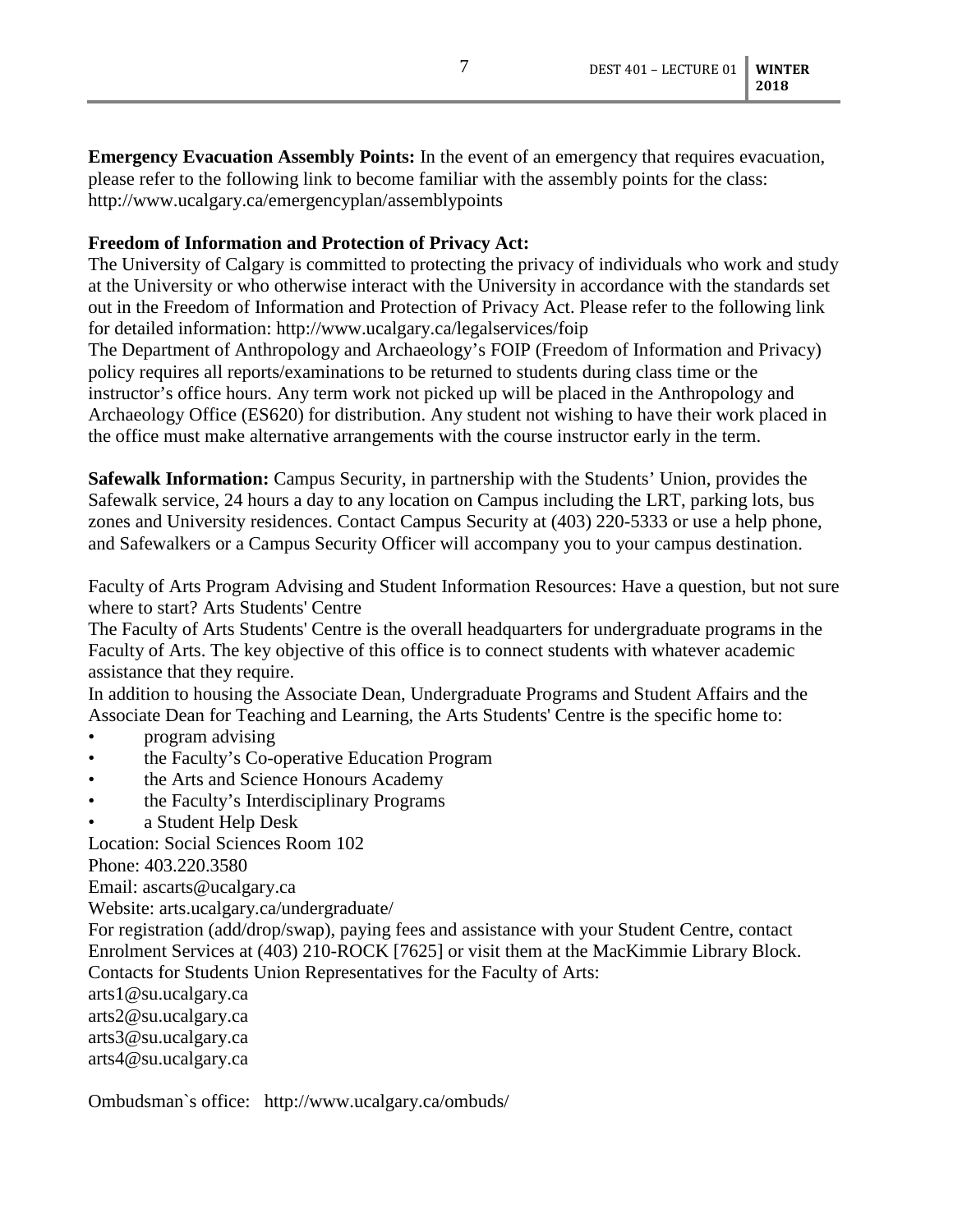**Emergency Evacuation Assembly Points:** In the event of an emergency that requires evacuation, please refer to the following link to become familiar with the assembly points for the class: http://www.ucalgary.ca/emergencyplan/assemblypoints

**Freedom of Information and Protection of Privacy Act:**

The University of Calgary is committed to protecting the privacy of individuals who work and study at the University or who otherwise interact with the University in accordance with the standards set out in the Freedom of Information and Protection of Privacy Act. Please refer to the following link for detailed information: http://www.ucalgary.ca/legalservices/foip

The Department of Anthropology and Archaeology's FOIP (Freedom of Information and Privacy) policy requires all reports/examinations to be returned to students during class time or the instructor's office hours. Any term work not picked up will be placed in the Anthropology and Archaeology Office (ES620) for distribution. Any student not wishing to have their work placed in the office must make alternative arrangements with the course instructor early in the term.

**Safewalk Information:** Campus Security, in partnership with the Students' Union, provides the Safewalk service, 24 hours a day to any location on Campus including the LRT, parking lots, bus zones and University residences. Contact Campus Security at (403) 220-5333 or use a help phone, and Safewalkers or a Campus Security Officer will accompany you to your campus destination.

Faculty of Arts Program Advising and Student Information Resources: Have a question, but not sure where to start? Arts Students' Centre

The Faculty of Arts Students' Centre is the overall headquarters for undergraduate programs in the Faculty of Arts. The key objective of this office is to connect students with whatever academic assistance that they require.

In addition to housing the Associate Dean, Undergraduate Programs and Student Affairs and the Associate Dean for Teaching and Learning, the Arts Students' Centre is the specific home to:

- program advising
- the Faculty's Co-operative Education Program
- the Arts and Science Honours Academy
- the Faculty's Interdisciplinary Programs
- a Student Help Desk

Location: Social Sciences Room 102

Phone: 403.220.3580

Email: ascarts@ucalgary.ca

Website: arts.ucalgary.ca/undergraduate/

For registration (add/drop/swap), paying fees and assistance with your Student Centre, contact Enrolment Services at (403) 210-ROCK [7625] or visit them at the MacKimmie Library Block.

Contacts for Students Union Representatives for the Faculty of Arts:

arts1@su.ucalgary.ca

arts2@su.ucalgary.ca

arts3@su.ucalgary.ca

arts4@su.ucalgary.ca

Ombudsman`s office: http://www.ucalgary.ca/ombuds/